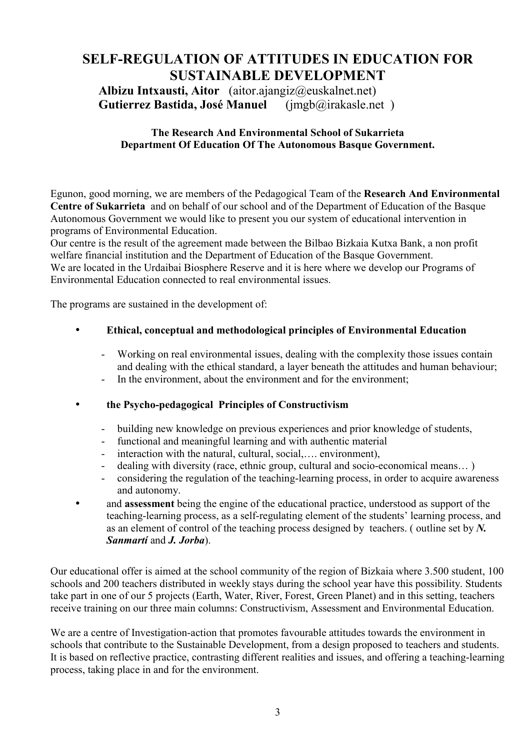# SELF-REGULATION OF ATTITUDES IN EDUCATION FOR SUSTAINABLE DEVELOPMENT

**Albizu Intxausti, Aitor** (aitor.ajangiz@euskalnet.net)
**Gutierrez Bastida, José Manuel** (jmgb@irakasle.net )

**The Research And Environmental School of Sukarrieta**
**Department Of Education Of The Autonomous Basque Government.**

Egunon, good morning, we are members of the Pedagogical Team of the **Research And Environmental Centre of Sukarrieta** and on behalf of our school and of the Department of Education of the Basque Autonomous Government we would like to present you our system of educational intervention in programs of Environmental Education.
Our centre is the result of the agreement made between the Bilbao Bizkaia Kutxa Bank, a non profit welfare financial institution and the Department of Education of the Basque Government.
We are located in the Urdaibai Biosphere Reserve and it is here where we develop our Programs of Environmental Education connected to real environmental issues.

The programs are sustained in the development of:

- **Ethical, conceptual and methodological principles of Environmental Education**
  - Working on real environmental issues, dealing with the complexity those issues contain and dealing with the ethical standard, a layer beneath the attitudes and human behaviour;
  - In the environment, about the environment and for the environment;
- **the Psycho-pedagogical Principles of Constructivism**
  - building new knowledge on previous experiences and prior knowledge of students,
  - functional and meaningful learning and with authentic material
  - interaction with the natural, cultural, social,…. environment),
  - dealing with diversity (race, ethnic group, cultural and socio-economical means… )
  - considering the regulation of the teaching-learning process, in order to acquire awareness and autonomy.
- and **assessment** being the engine of the educational practice, understood as support of the teaching-learning process, as a self-regulating element of the students' learning process, and as an element of control of the teaching process designed by teachers. ( outline set by ***N. Sanmartí*** and ***J. Jorba***).

Our educational offer is aimed at the school community of the region of Bizkaia where 3.500 student, 100 schools and 200 teachers distributed in weekly stays during the school year have this possibility. Students take part in one of our 5 projects (Earth, Water, River, Forest, Green Planet) and in this setting, teachers receive training on our three main columns: Constructivism, Assessment and Environmental Education.

We are a centre of Investigation-action that promotes favourable attitudes towards the environment in schools that contribute to the Sustainable Development, from a design proposed to teachers and students. It is based on reflective practice, contrasting different realities and issues, and offering a teaching-learning process, taking place in and for the environment.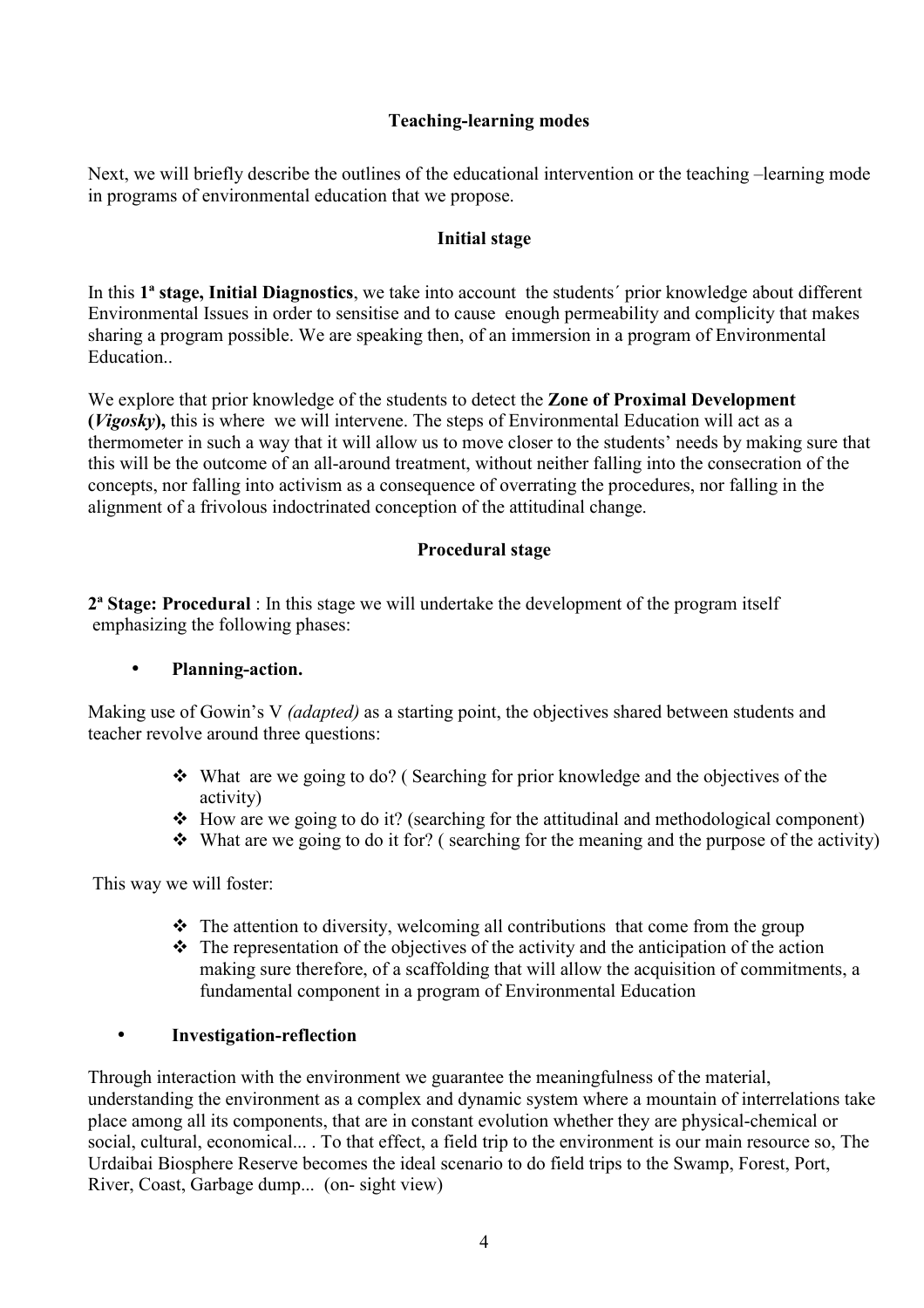## Teaching-learning modes

Next, we will briefly describe the outlines of the educational intervention or the teaching –learning mode in programs of environmental education that we propose.

### Initial stage

In this **1ª stage, Initial Diagnostics**, we take into account the students´ prior knowledge about different Environmental Issues in order to sensitise and to cause enough permeability and complicity that makes sharing a program possible. We are speaking then, of an immersion in a program of Environmental Education..

We explore that prior knowledge of the students to detect the **Zone of Proximal Development (*Vigosky*),** this is where we will intervene. The steps of Environmental Education will act as a thermometer in such a way that it will allow us to move closer to the students' needs by making sure that this will be the outcome of an all-around treatment, without neither falling into the consecration of the concepts, nor falling into activism as a consequence of overrating the procedures, nor falling in the alignment of a frivolous indoctrinated conception of the attitudinal change.

### Procedural stage

**2ª Stage: Procedural** : In this stage we will undertake the development of the program itself emphasizing the following phases:

- **Planning-action.**

Making use of Gowin's V *(adapted)* as a starting point, the objectives shared between students and teacher revolve around three questions:

- What are we going to do? ( Searching for prior knowledge and the objectives of the activity)
- How are we going to do it? (searching for the attitudinal and methodological component)
- What are we going to do it for? ( searching for the meaning and the purpose of the activity)

This way we will foster:

- The attention to diversity, welcoming all contributions that come from the group
- The representation of the objectives of the activity and the anticipation of the action making sure therefore, of a scaffolding that will allow the acquisition of commitments, a fundamental component in a program of Environmental Education

- **Investigation-reflection**

Through interaction with the environment we guarantee the meaningfulness of the material, understanding the environment as a complex and dynamic system where a mountain of interrelations take place among all its components, that are in constant evolution whether they are physical-chemical or social, cultural, economical... . To that effect, a field trip to the environment is our main resource so, The Urdaibai Biosphere Reserve becomes the ideal scenario to do field trips to the Swamp, Forest, Port, River, Coast, Garbage dump... (on- sight view)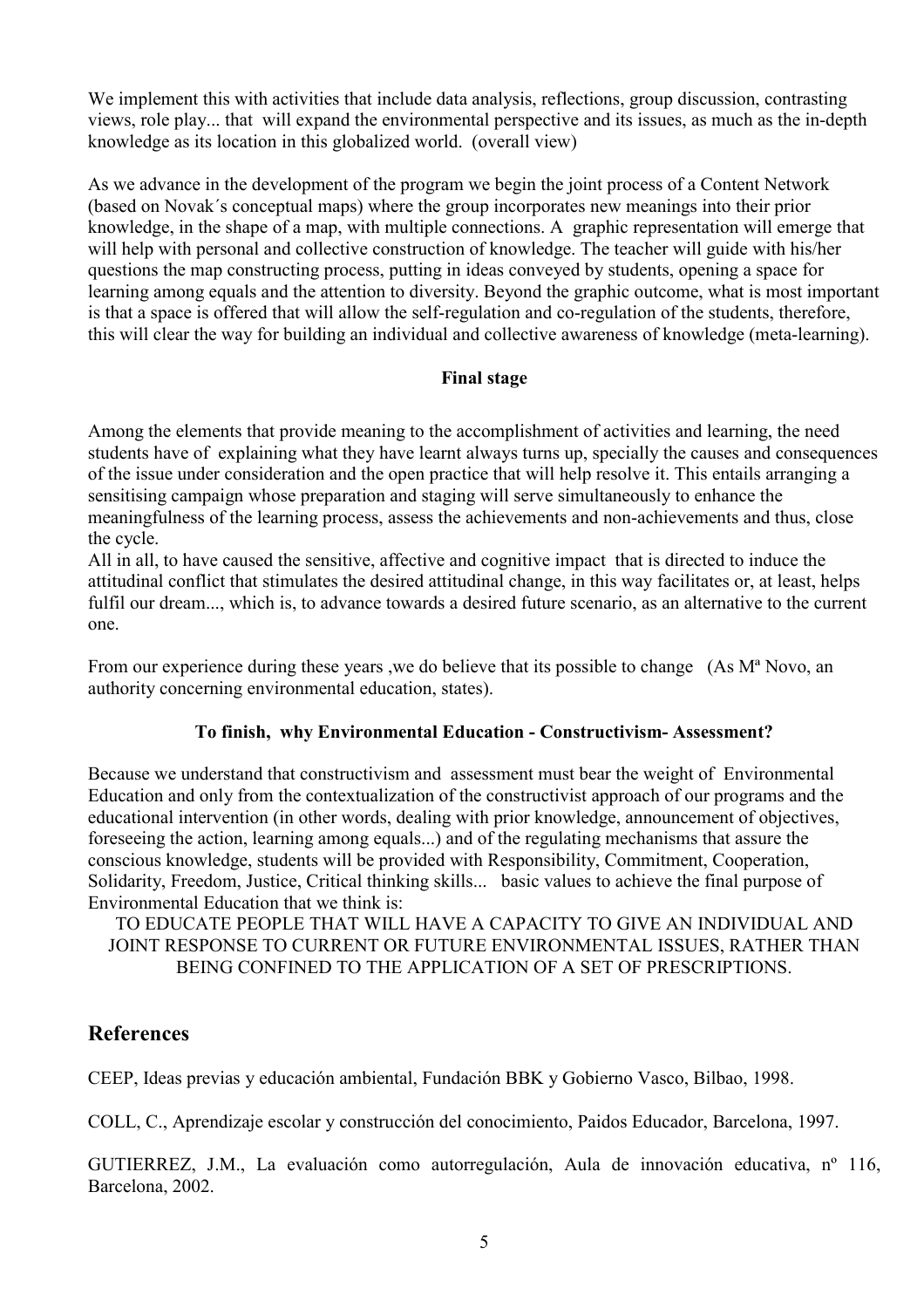We implement this with activities that include data analysis, reflections, group discussion, contrasting views, role play... that will expand the environmental perspective and its issues, as much as the in-depth knowledge as its location in this globalized world. (overall view)

As we advance in the development of the program we begin the joint process of a Content Network (based on Novak´s conceptual maps) where the group incorporates new meanings into their prior knowledge, in the shape of a map, with multiple connections. A graphic representation will emerge that will help with personal and collective construction of knowledge. The teacher will guide with his/her questions the map constructing process, putting in ideas conveyed by students, opening a space for learning among equals and the attention to diversity. Beyond the graphic outcome, what is most important is that a space is offered that will allow the self-regulation and co-regulation of the students, therefore, this will clear the way for building an individual and collective awareness of knowledge (meta-learning).

**Final stage**

Among the elements that provide meaning to the accomplishment of activities and learning, the need students have of explaining what they have learnt always turns up, specially the causes and consequences of the issue under consideration and the open practice that will help resolve it. This entails arranging a sensitising campaign whose preparation and staging will serve simultaneously to enhance the meaningfulness of the learning process, assess the achievements and non-achievements and thus, close the cycle.

All in all, to have caused the sensitive, affective and cognitive impact that is directed to induce the attitudinal conflict that stimulates the desired attitudinal change, in this way facilitates or, at least, helps fulfil our dream..., which is, to advance towards a desired future scenario, as an alternative to the current one.

From our experience during these years ,we do believe that its possible to change (As Mª Novo, an authority concerning environmental education, states).

**To finish, why Environmental Education - Constructivism- Assessment?**

Because we understand that constructivism and assessment must bear the weight of Environmental Education and only from the contextualization of the constructivist approach of our programs and the educational intervention (in other words, dealing with prior knowledge, announcement of objectives, foreseeing the action, learning among equals...) and of the regulating mechanisms that assure the conscious knowledge, students will be provided with Responsibility, Commitment, Cooperation, Solidarity, Freedom, Justice, Critical thinking skills... basic values to achieve the final purpose of Environmental Education that we think is:

TO EDUCATE PEOPLE THAT WILL HAVE A CAPACITY TO GIVE AN INDIVIDUAL AND JOINT RESPONSE TO CURRENT OR FUTURE ENVIRONMENTAL ISSUES, RATHER THAN BEING CONFINED TO THE APPLICATION OF A SET OF PRESCRIPTIONS.

## References

CEEP, Ideas previas y educación ambiental, Fundación BBK y Gobierno Vasco, Bilbao, 1998.

COLL, C., Aprendizaje escolar y construcción del conocimiento, Paidos Educador, Barcelona, 1997.

GUTIERREZ, J.M., La evaluación como autorregulación, Aula de innovación educativa, nº 116, Barcelona, 2002.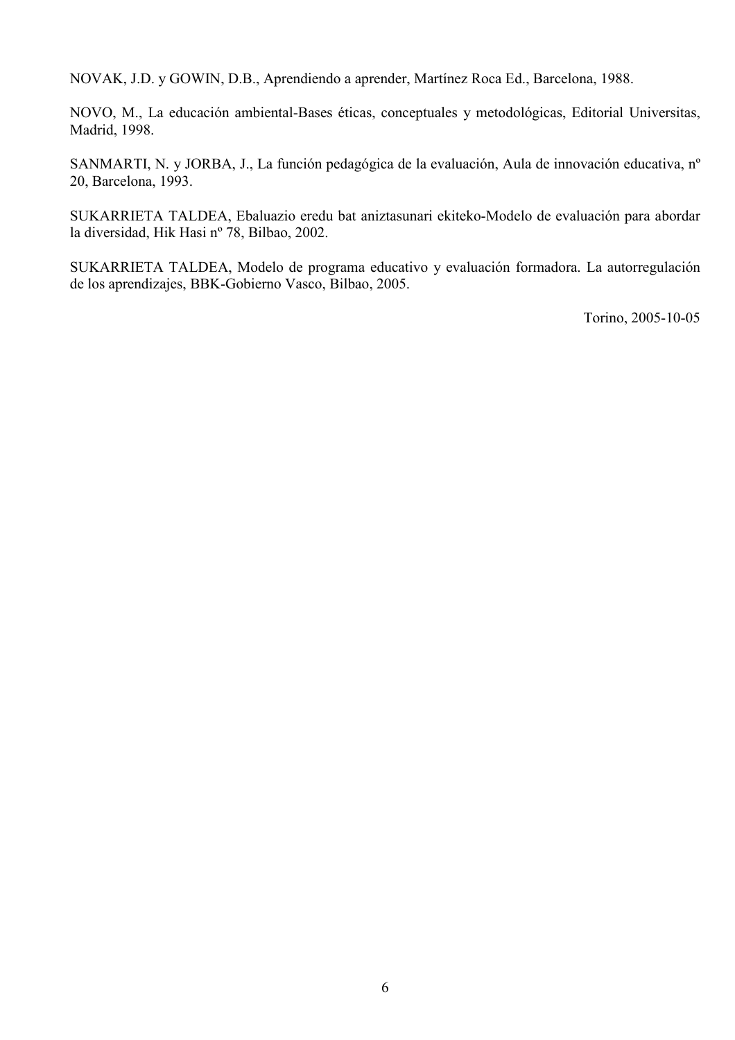NOVAK, J.D. y GOWIN, D.B., Aprendiendo a aprender, Martínez Roca Ed., Barcelona, 1988.

NOVO, M., La educación ambiental-Bases éticas, conceptuales y metodológicas, Editorial Universitas, Madrid, 1998.

SANMARTI, N. y JORBA, J., La función pedagógica de la evaluación, Aula de innovación educativa, nº 20, Barcelona, 1993.

SUKARRIETA TALDEA, Ebaluazio eredu bat aniztasunari ekiteko-Modelo de evaluación para abordar la diversidad, Hik Hasi nº 78, Bilbao, 2002.

SUKARRIETA TALDEA, Modelo de programa educativo y evaluación formadora. La autorregulación de los aprendizajes, BBK-Gobierno Vasco, Bilbao, 2005.

Torino, 2005-10-05